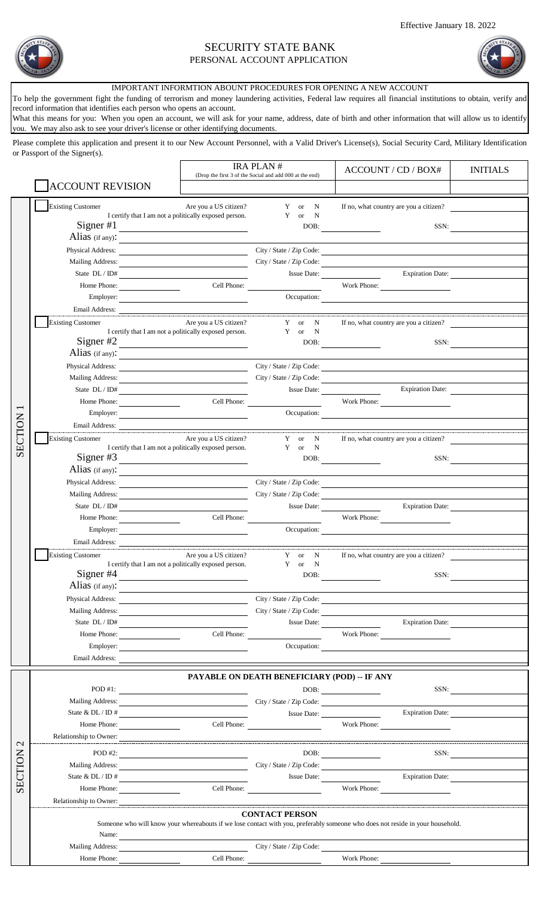Effective January 18. 2022

# SECURITY STATE BANK
## PERSONAL ACCOUNT APPLICATION

**IMPORTANT INFORMTION ABOUNT PROCEDURES FOR OPENING A NEW ACCOUNT**

To help the government fight the funding of terrorism and money laundering activities, Federal law requires all financial institutions to obtain, verify and record information that identifies each person who opens an account.

What this means for you: When you open an account, we will ask for your name, address, date of birth and other information that will allow us to identify you. We may also ask to see your driver's license or other identifying documents.

Please complete this application and present it to our New Account Personnel, with a Valid Driver's License(s), Social Security Card, Military Identification or Passport of the Signer(s).

| ☐ ACCOUNT REVISION | IRA PLAN # (Drop the first 3 of the Social and add 000 at the end) | ACCOUNT / CD / BOX# | INITIALS |
|---|---|---|---|
| | | | |

## SECTION 1

☐ Existing Customer — Are you a US citizen? Y or N — If no, what country are you a citizen? ____
I certify that I am not a politically exposed person. Y or N

Signer #1 ____ DOB: ____ SSN: ____
Alias (if any): ____
Physical Address: ____ City / State / Zip Code: ____
Mailing Address: ____ City / State / Zip Code: ____
State DL / ID# ____ Issue Date: ____ Expiration Date: ____
Home Phone: ____ Cell Phone: ____ Work Phone: ____
Employer: ____ Occupation: ____
Email Address: ____

☐ Existing Customer — Are you a US citizen? Y or N — If no, what country are you a citizen? ____
I certify that I am not a politically exposed person. Y or N

Signer #2 ____ DOB: ____ SSN: ____
Alias (if any): ____
Physical Address: ____ City / State / Zip Code: ____
Mailing Address: ____ City / State / Zip Code: ____
State DL / ID# ____ Issue Date: ____ Expiration Date: ____
Home Phone: ____ Cell Phone: ____ Work Phone: ____
Employer: ____ Occupation: ____
Email Address: ____

☐ Existing Customer — Are you a US citizen? Y or N — If no, what country are you a citizen? ____
I certify that I am not a politically exposed person. Y or N

Signer #3 ____ DOB: ____ SSN: ____
Alias (if any): ____
Physical Address: ____ City / State / Zip Code: ____
Mailing Address: ____ City / State / Zip Code: ____
State DL / ID# ____ Issue Date: ____ Expiration Date: ____
Home Phone: ____ Cell Phone: ____ Work Phone: ____
Employer: ____ Occupation: ____
Email Address: ____

☐ Existing Customer — Are you a US citizen? Y or N — If no, what country are you a citizen? ____
I certify that I am not a politically exposed person. Y or N

Signer #4 ____ DOB: ____ SSN: ____
Alias (if any): ____
Physical Address: ____ City / State / Zip Code: ____
Mailing Address: ____ City / State / Zip Code: ____
State DL / ID# ____ Issue Date: ____ Expiration Date: ____
Home Phone: ____ Cell Phone: ____ Work Phone: ____
Employer: ____ Occupation: ____
Email Address: ____

## SECTION 2

### PAYABLE ON DEATH BENEFICIARY (POD) -- IF ANY

POD #1: ____ DOB: ____ SSN: ____
Mailing Address: ____ City / State / Zip Code: ____
State & DL / ID # ____ Issue Date: ____ Expiration Date: ____
Home Phone: ____ Cell Phone: ____ Work Phone: ____
Relationship to Owner: ____

POD #2: ____ DOB: ____ SSN: ____
Mailing Address: ____ City / State / Zip Code: ____
State & DL / ID # ____ Issue Date: ____ Expiration Date: ____
Home Phone: ____ Cell Phone: ____ Work Phone: ____
Relationship to Owner: ____

### CONTACT PERSON

Someone who will know your whereabouts if we lose contact with you, preferably someone who does not reside in your household.

Name: ____
Mailing Address: ____ City / State / Zip Code: ____
Home Phone: ____ Cell Phone: ____ Work Phone: ____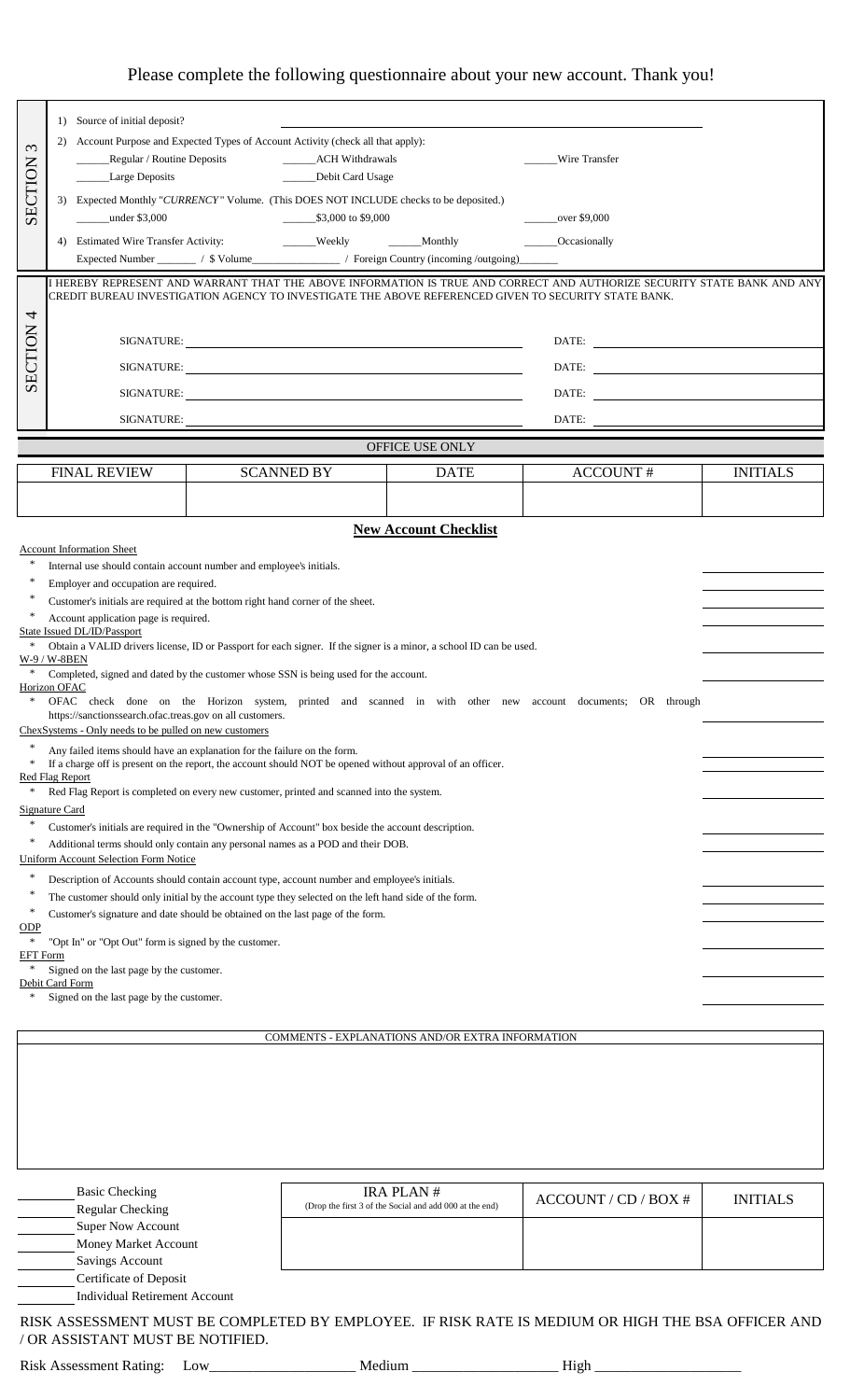Please complete the following questionnaire about your new account. Thank you!

**SECTION 3**

1) Source of initial deposit? ______________________________

2) Account Purpose and Expected Types of Account Activity (check all that apply):

______Regular / Routine Deposits ______ACH Withdrawals ______Wire Transfer

______Large Deposits ______Debit Card Usage

3) Expected Monthly "*CURRENCY*" Volume. (This DOES NOT INCLUDE checks to be deposited.)

______under $3,000 ______$3,000 to $9,000 ______over $9,000

4) Estimated Wire Transfer Activity: ______Weekly ______Monthly ______Occasionally

Expected Number _______ / $ Volume_______________ / Foreign Country (incoming /outgoing)_______

**SECTION 4**

I HEREBY REPRESENT AND WARRANT THAT THE ABOVE INFORMATION IS TRUE AND CORRECT AND AUTHORIZE SECURITY STATE BANK AND ANY CREDIT BUREAU INVESTIGATION AGENCY TO INVESTIGATE THE ABOVE REFERENCED GIVEN TO SECURITY STATE BANK.

SIGNATURE: ______________________________ DATE: ______________

SIGNATURE: ______________________________ DATE: ______________

SIGNATURE: ______________________________ DATE: ______________

SIGNATURE: ______________________________ DATE: ______________

OFFICE USE ONLY

| FINAL REVIEW | SCANNED BY | DATE | ACCOUNT # | INITIALS |
|---|---|---|---|---|
| | | | | |

## New Account Checklist

Account Information Sheet
- * Internal use should contain account number and employee's initials. ________
- * Employer and occupation are required. ________
- * Customer's initials are required at the bottom right hand corner of the sheet. ________
- * Account application page is required. ________

State Issued DL/ID/Passport
- * Obtain a VALID drivers license, ID or Passport for each signer. If the signer is a minor, a school ID can be used. ________

W-9 / W-8BEN
- * Completed, signed and dated by the customer whose SSN is being used for the account. ________

Horizon OFAC
- * OFAC check done on the Horizon system, printed and scanned in with other new account documents; OR through https://sanctionssearch.ofac.treas.gov on all customers. ________

ChexSystems - Only needs to be pulled on new customers
- * Any failed items should have an explanation for the failure on the form. ________
- * If a charge off is present on the report, the account should NOT be opened without approval of an officer. ________

Red Flag Report
- * Red Flag Report is completed on every new customer, printed and scanned into the system. ________

Signature Card
- * Customer's initials are required in the "Ownership of Account" box beside the account description. ________
- * Additional terms should only contain any personal names as a POD and their DOB. ________

Uniform Account Selection Form Notice
- * Description of Accounts should contain account type, account number and employee's initials. ________
- * The customer should only initial by the account type they selected on the left hand side of the form. ________
- * Customer's signature and date should be obtained on the last page of the form. ________

ODP
- * "Opt In" or "Opt Out" form is signed by the customer. ________

EFT Form
- * Signed on the last page by the customer. ________

Debit Card Form
- * Signed on the last page by the customer. ________

COMMENTS - EXPLANATIONS AND/OR EXTRA INFORMATION

________ Basic Checking
________ Regular Checking
________ Super Now Account
________ Money Market Account
________ Savings Account
________ Certificate of Deposit
________ Individual Retirement Account

| IRA PLAN # (Drop the first 3 of the Social and add 000 at the end) | ACCOUNT / CD / BOX # | INITIALS |
|---|---|---|
| | | |

RISK ASSESSMENT MUST BE COMPLETED BY EMPLOYEE. IF RISK RATE IS MEDIUM OR HIGH THE BSA OFFICER AND / OR ASSISTANT MUST BE NOTIFIED.

Risk Assessment Rating: Low____________________ Medium ____________________ High ____________________